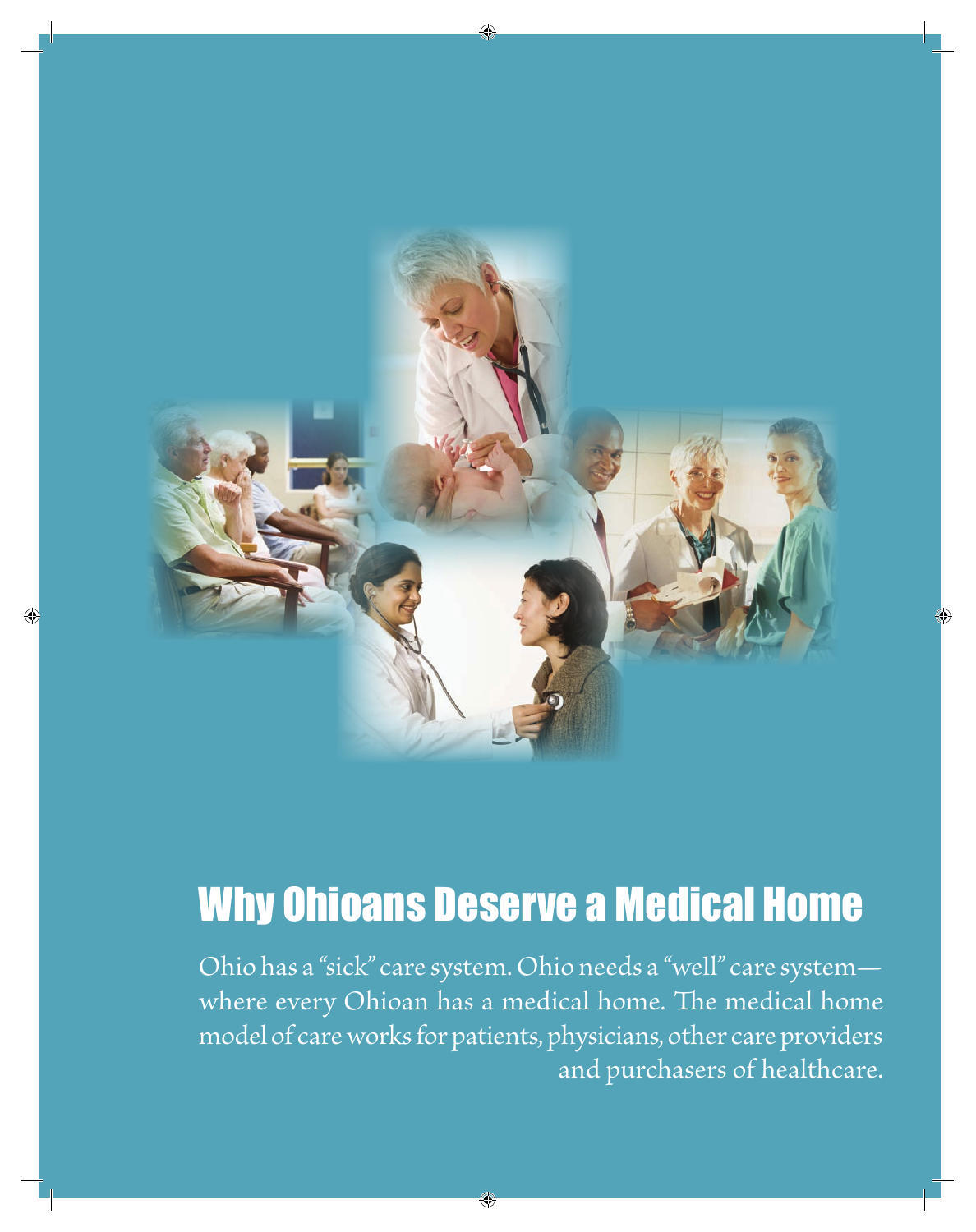# Why Ohioans Deserve a Medical Home

Ohio has a "sick" care system. Ohio needs a "well" care system—where every Ohioan has a medical home. The medical home model of care works for patients, physicians, other care providers and purchasers of healthcare.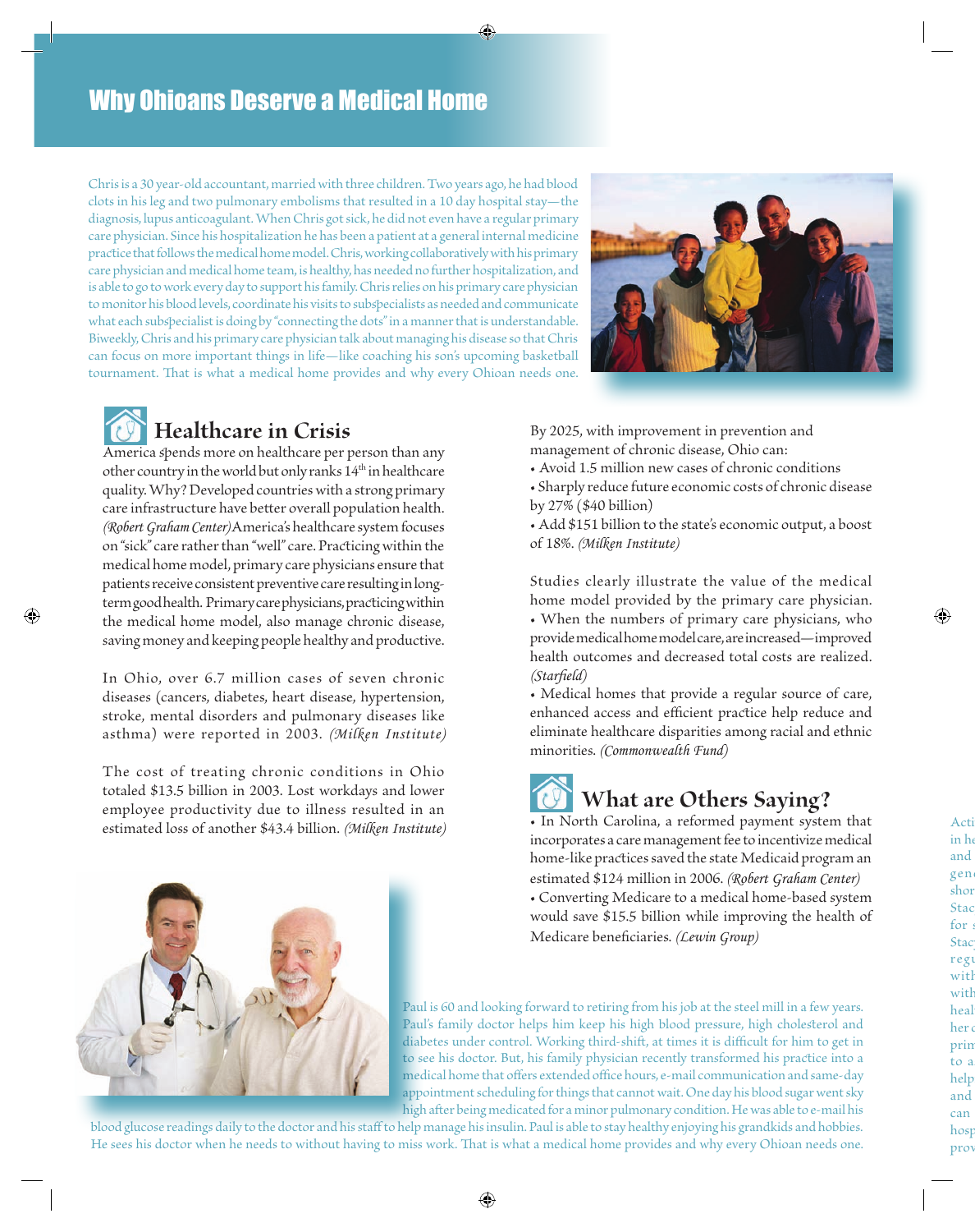# Why Ohioans Deserve a Medical Home

Chris is a 30 year-old accountant, married with three children. Two years ago, he had blood clots in his leg and two pulmonary embolisms that resulted in a 10 day hospital stay—the diagnosis, lupus anticoagulant. When Chris got sick, he did not even have a regular primary care physician. Since his hospitalization he has been a patient at a general internal medicine practice that follows the medical home model. Chris, working collaboratively with his primary care physician and medical home team, is healthy, has needed no further hospitalization, and is able to go to work every day to support his family. Chris relies on his primary care physician to monitor his blood levels, coordinate his visits to subspecialists as needed and communicate what each subspecialist is doing by "connecting the dots" in a manner that is understandable. Biweekly, Chris and his primary care physician talk about managing his disease so that Chris can focus on more important things in life—like coaching his son's upcoming basketball tournament. That is what a medical home provides and why every Ohioan needs one.

## Healthcare in Crisis

America spends more on healthcare per person than any other country in the world but only ranks 14th in healthcare quality. Why? Developed countries with a strong primary care infrastructure have better overall population health. *(Robert Graham Center)* America's healthcare system focuses on "sick" care rather than "well" care. Practicing within the medical home model, primary care physicians ensure that patients receive consistent preventive care resulting in long-term good health. Primary care physicians, practicing within the medical home model, also manage chronic disease, saving money and keeping people healthy and productive.

In Ohio, over 6.7 million cases of seven chronic diseases (cancers, diabetes, heart disease, hypertension, stroke, mental disorders and pulmonary diseases like asthma) were reported in 2003. *(Milken Institute)*

The cost of treating chronic conditions in Ohio totaled $13.5 billion in 2003. Lost workdays and lower employee productivity due to illness resulted in an estimated loss of another $43.4 billion. *(Milken Institute)*

By 2025, with improvement in prevention and management of chronic disease, Ohio can:

- Avoid 1.5 million new cases of chronic conditions
- Sharply reduce future economic costs of chronic disease by 27% ($40 billion)
- Add $151 billion to the state's economic output, a boost of 18%. *(Milken Institute)*

Studies clearly illustrate the value of the medical home model provided by the primary care physician.

- When the numbers of primary care physicians, who provide medical home model care, are increased—improved health outcomes and decreased total costs are realized. *(Starfield)*
- Medical homes that provide a regular source of care, enhanced access and efficient practice help reduce and eliminate healthcare disparities among racial and ethnic minorities. *(Commonwealth Fund)*

## What are Others Saying?

- In North Carolina, a reformed payment system that incorporates a care management fee to incentivize medical home-like practices saved the state Medicaid program an estimated $124 million in 2006. *(Robert Graham Center)*
- Converting Medicare to a medical home-based system would save $15.5 billion while improving the health of Medicare beneficiaries. *(Lewin Group)*

Paul is 60 and looking forward to retiring from his job at the steel mill in a few years. Paul's family doctor helps him keep his high blood pressure, high cholesterol and diabetes under control. Working third-shift, at times it is difficult for him to get in to see his doctor. But, his family physician recently transformed his practice into a medical home that offers extended office hours, e-mail communication and same-day appointment scheduling for things that cannot wait. One day his blood sugar went sky high after being medicated for a minor pulmonary condition. He was able to e-mail his blood glucose readings daily to the doctor and his staff to help manage his insulin. Paul is able to stay healthy enjoying his grandkids and hobbies. He sees his doctor when he needs to without having to miss work. That is what a medical home provides and why every Ohioan needs one.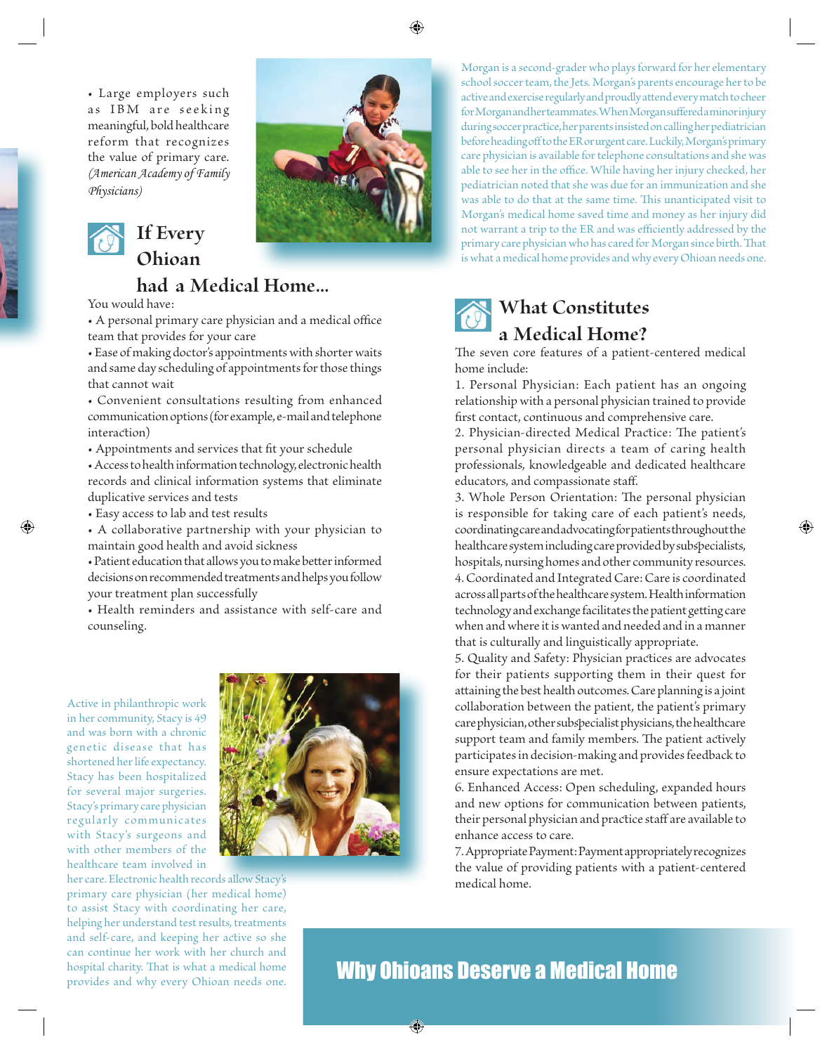• Large employers such as IBM are seeking meaningful, bold healthcare reform that recognizes the value of primary care. *(American Academy of Family Physicians)*

## If Every Ohioan had a Medical Home...

You would have:

- A personal primary care physician and a medical office team that provides for your care
- Ease of making doctor's appointments with shorter waits and same day scheduling of appointments for those things that cannot wait
- Convenient consultations resulting from enhanced communication options (for example, e-mail and telephone interaction)
- Appointments and services that fit your schedule
- Access to health information technology, electronic health records and clinical information systems that eliminate duplicative services and tests
- Easy access to lab and test results
- A collaborative partnership with your physician to maintain good health and avoid sickness
- Patient education that allows you to make better informed decisions on recommended treatments and helps you follow your treatment plan successfully
- Health reminders and assistance with self-care and counseling.

Active in philanthropic work in her community, Stacy is 49 and was born with a chronic genetic disease that has shortened her life expectancy. Stacy has been hospitalized for several major surgeries. Stacy's primary care physician regularly communicates with Stacy's surgeons and with other members of the healthcare team involved in her care. Electronic health records allow Stacy's primary care physician (her medical home) to assist Stacy with coordinating her care, helping her understand test results, treatments and self-care, and keeping her active so she can continue her work with her church and hospital charity. That is what a medical home provides and why every Ohioan needs one.

Morgan is a second-grader who plays forward for her elementary school soccer team, the Jets. Morgan's parents encourage her to be active and exercise regularly and proudly attend every match to cheer for Morgan and her teammates. When Morgan suffered a minor injury during soccer practice, her parents insisted on calling her pediatrician before heading off to the ER or urgent care. Luckily, Morgan's primary care physician is available for telephone consultations and she was able to see her in the office. While having her injury checked, her pediatrician noted that she was due for an immunization and she was able to do that at the same time. This unanticipated visit to Morgan's medical home saved time and money as her injury did not warrant a trip to the ER and was efficiently addressed by the primary care physician who has cared for Morgan since birth. That is what a medical home provides and why every Ohioan needs one.

## What Constitutes a Medical Home?

The seven core features of a patient-centered medical home include:

1. Personal Physician: Each patient has an ongoing relationship with a personal physician trained to provide first contact, continuous and comprehensive care.
2. Physician-directed Medical Practice: The patient's personal physician directs a team of caring health professionals, knowledgeable and dedicated healthcare educators, and compassionate staff.
3. Whole Person Orientation: The personal physician is responsible for taking care of each patient's needs, coordinating care and advocating for patients throughout the healthcare system including care provided by subspecialists, hospitals, nursing homes and other community resources.
4. Coordinated and Integrated Care: Care is coordinated across all parts of the healthcare system. Health information technology and exchange facilitates the patient getting care when and where it is wanted and needed and in a manner that is culturally and linguistically appropriate.
5. Quality and Safety: Physician practices are advocates for their patients supporting them in their quest for attaining the best health outcomes. Care planning is a joint collaboration between the patient, the patient's primary care physician, other subspecialist physicians, the healthcare support team and family members. The patient actively participates in decision-making and provides feedback to ensure expectations are met.
6. Enhanced Access: Open scheduling, expanded hours and new options for communication between patients, their personal physician and practice staff are available to enhance access to care.
7. Appropriate Payment: Payment appropriately recognizes the value of providing patients with a patient-centered medical home.

## Why Ohioans Deserve a Medical Home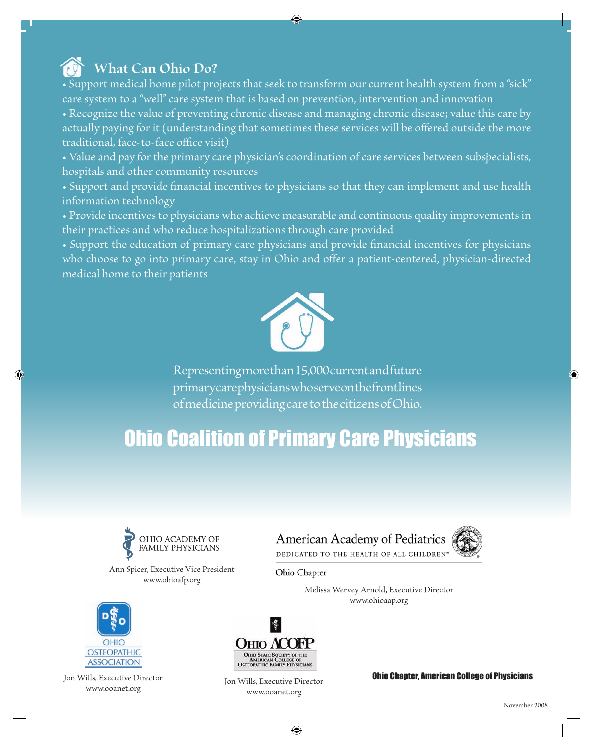## What Can Ohio Do?

- Support medical home pilot projects that seek to transform our current health system from a "sick" care system to a "well" care system that is based on prevention, intervention and innovation
- Recognize the value of preventing chronic disease and managing chronic disease; value this care by actually paying for it (understanding that sometimes these services will be offered outside the more traditional, face-to-face office visit)
- Value and pay for the primary care physician's coordination of care services between subspecialists, hospitals and other community resources
- Support and provide financial incentives to physicians so that they can implement and use health information technology
- Provide incentives to physicians who achieve measurable and continuous quality improvements in their practices and who reduce hospitalizations through care provided
- Support the education of primary care physicians and provide financial incentives for physicians who choose to go into primary care, stay in Ohio and offer a patient-centered, physician-directed medical home to their patients

Representing more than 15,000 current and future primary care physicians who serve on the frontlines of medicine providing care to the citizens of Ohio.

# Ohio Coalition of Primary Care Physicians

OHIO ACADEMY OF FAMILY PHYSICIANS
Ann Spicer, Executive Vice President
www.ohioafp.org

American Academy of Pediatrics
DEDICATED TO THE HEALTH OF ALL CHILDREN™
Ohio Chapter
Melissa Wervey Arnold, Executive Director
www.ohioaap.org

OHIO OSTEOPATHIC ASSOCIATION
Jon Wills, Executive Director
www.ooanet.org

OHIO ACOFP
OHIO STATE SOCIETY OF THE AMERICAN COLLEGE OF OSTEOPATHIC FAMILY PHYSICIANS
Jon Wills, Executive Director
www.ooanet.org

**Ohio Chapter, American College of Physicians**

November 2008